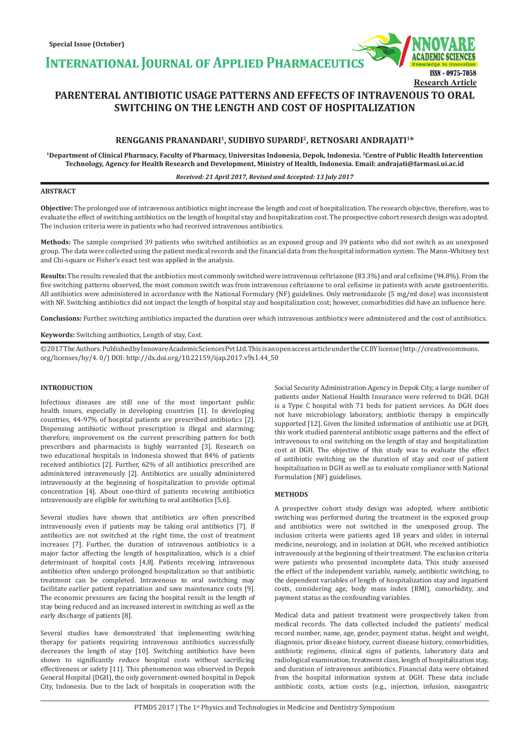Special Issue (October)

INTERNATIONAL JOURNAL OF APPLIED PHARMACEUTICS

ISSN - 0975-7058

Research Article

# PARENTERAL ANTIBIOTIC USAGE PATTERNS AND EFFECTS OF INTRAVENOUS TO ORAL SWITCHING ON THE LENGTH AND COST OF HOSPITALIZATION

**RENGGANIS PRANANDARI[1], SUDIBYO SUPARDI[2], RETNOSARI ANDRAJATI[1]***

**[1]Department of Clinical Pharmacy, Faculty of Pharmacy, Universitas Indonesia, Depok, Indonesia. [2]Centre of Public Health Intervention Technology, Agency for Health Research and Development, Ministry of Health, Indonesia. Email: andrajati@farmasi.ui.ac.id**

*Received: 21 April 2017, Revised and Accepted: 13 July 2017*

## ABSTRACT

**Objective:** The prolonged use of intravenous antibiotics might increase the length and cost of hospitalization. The research objective, therefore, was to evaluate the effect of switching antibiotics on the length of hospital stay and hospitalization cost. The prospective cohort research design was adopted. The inclusion criteria were in patients who had received intravenous antibiotics.

**Methods:** The sample comprised 39 patients who switched antibiotics as an exposed group and 39 patients who did not switch as an unexposed group. The data were collected using the patient medical records and the financial data from the hospital information system. The Mann–Whitney test and Chi-square or Fisher's exact test was applied in the analysis.

**Results:** The results revealed that the antibiotics most commonly switched were intravenous ceftriaxone (83.3%) and oral cefixime (94.8%). From the five switching patterns observed, the most common switch was from intravenous ceftriaxone to oral cefixime in patients with acute gastroenteritis. All antibiotics were administered in accordance with the National Formulary (NF) guidelines. Only metronidazole (5 mg/ml dose) was inconsistent with NF. Switching antibiotics did not impact the length of hospital stay and hospitalization cost; however, comorbidities did have an influence here.

**Conclusions:** Further, switching antibiotics impacted the duration over which intravenous antibiotics were administered and the cost of antibiotics.

**Keywords:** Switching antibiotics, Length of stay, Cost.

© 2017 The Authors. Published by Innovare Academic Sciences Pvt Ltd. This is an open access article under the CC BY license (http://creativecommons.org/licenses/by/4. 0/) DOI: http://dx.doi.org/10.22159/ijap.2017.v9s1.44_50

## INTRODUCTION

Infectious diseases are still one of the most important public health issues, especially in developing countries [1]. In developing countries, 44-97% of hospital patients are prescribed antibiotics [2]. Dispensing antibiotic without prescription is illegal and alarming; therefore, improvement on the current prescribing pattern for both prescribers and pharmacists is highly warranted [3]. Research on two educational hospitals in Indonesia showed that 84% of patients received antibiotics [2]. Further, 62% of all antibiotics prescribed are administered intravenously [2]. Antibiotics are usually administered intravenously at the beginning of hospitalization to provide optimal concentration [4]. About one-third of patients receiving antibiotics intravenously are eligible for switching to oral antibiotics [5,6].

Several studies have shown that antibiotics are often prescribed intravenously even if patients may be taking oral antibiotics [7]. If antibiotics are not switched at the right time, the cost of treatment increases [7]. Further, the duration of intravenous antibiotics is a major factor affecting the length of hospitalization, which is a chief determinant of hospital costs [4,8]. Patients receiving intravenous antibiotics often undergo prolonged hospitalization so that antibiotic treatment can be completed. Intravenous to oral switching may facilitate earlier patient repatriation and save maintenance costs [9]. The economic pressures are facing the hospital result in the length of stay being reduced and an increased interest in switching as well as the early discharge of patients [8].

Several studies have demonstrated that implementing switching therapy for patients requiring intravenous antibiotics successfully decreases the length of stay [10]. Switching antibiotics have been shown to significantly reduce hospital costs without sacrificing effectiveness or safety [11]. This phenomenon was observed in Depok General Hospital (DGH), the only government-owned hospital in Depok City, Indonesia. Due to the lack of hospitals in cooperation with the Social Security Administration Agency in Depok City, a large number of patients under National Health Insurance were referred to DGH. DGH is a Type C hospital with 71 beds for patient services. As DGH does not have microbiology laboratory, antibiotic therapy is empirically supported [12]. Given the limited information of antibiotic use at DGH, this work studied parenteral antibiotic usage patterns and the effect of intravenous to oral switching on the length of stay and hospitalization cost at DGH. The objective of this study was to evaluate the effect of antibiotic switching on the duration of stay and cost of patient hospitalization in DGH as well as to evaluate compliance with National Formulation (NF) guidelines.

## METHODS

A prospective cohort study design was adopted, where antibiotic switching was performed during the treatment in the exposed group and antibiotics were not switched in the unexposed group. The inclusion criteria were patients aged 18 years and older, in internal medicine, neurology, and in isolation at DGH, who received antibiotics intravenously at the beginning of their treatment. The exclusion criteria were patients who presented incomplete data. This study assessed the effect of the independent variable, namely, antibiotic switching, to the dependent variables of length of hospitalization stay and inpatient costs, considering age, body mass index (BMI), comorbidity, and payment status as the confounding variables.

Medical data and patient treatment were prospectively taken from medical records. The data collected included the patients' medical record number, name, age, gender, payment status, height and weight, diagnosis, prior disease history, current disease history, comorbidities, antibiotic regimens, clinical signs of patients, laboratory data and radiological examination, treatment class, length of hospitalization stay, and duration of intravenous antibiotics. Financial data were obtained from the hospital information system at DGH. These data include antibiotic costs, action costs (e.g., injection, infusion, nasogastric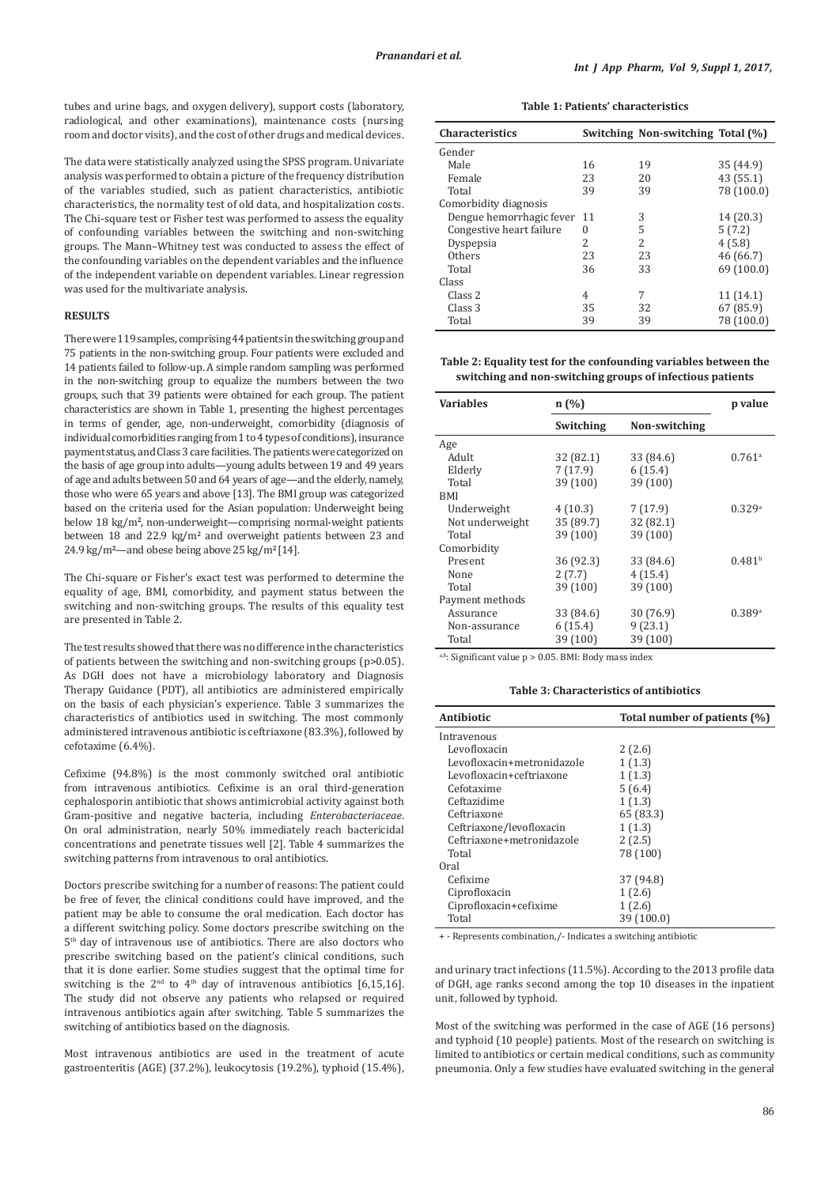tubes and urine bags, and oxygen delivery), support costs (laboratory, radiological, and other examinations), maintenance costs (nursing room and doctor visits), and the cost of other drugs and medical devices.

The data were statistically analyzed using the SPSS program. Univariate analysis was performed to obtain a picture of the frequency distribution of the variables studied, such as patient characteristics, antibiotic characteristics, the normality test of old data, and hospitalization costs. The Chi-square test or Fisher test was performed to assess the equality of confounding variables between the switching and non-switching groups. The Mann–Whitney test was conducted to assess the effect of the confounding variables on the dependent variables and the influence of the independent variable on dependent variables. Linear regression was used for the multivariate analysis.

## RESULTS

There were 119 samples, comprising 44 patients in the switching group and 75 patients in the non-switching group. Four patients were excluded and 14 patients failed to follow-up. A simple random sampling was performed in the non-switching group to equalize the numbers between the two groups, such that 39 patients were obtained for each group. The patient characteristics are shown in Table 1, presenting the highest percentages in terms of gender, age, non-underweight, comorbidity (diagnosis of individual comorbidities ranging from 1 to 4 types of conditions), insurance payment status, and Class 3 care facilities. The patients were categorized on the basis of age group into adults—young adults between 19 and 49 years of age and adults between 50 and 64 years of age—and the elderly, namely, those who were 65 years and above [13]. The BMI group was categorized based on the criteria used for the Asian population: Underweight being below 18 kg/m², non-underweight—comprising normal-weight patients between 18 and 22.9 kg/m² and overweight patients between 23 and 24.9 kg/m²—and obese being above 25 kg/m² [14].

The Chi-square or Fisher's exact test was performed to determine the equality of age, BMI, comorbidity, and payment status between the switching and non-switching groups. The results of this equality test are presented in Table 2.

The test results showed that there was no difference in the characteristics of patients between the switching and non-switching groups (p>0.05). As DGH does not have a microbiology laboratory and Diagnosis Therapy Guidance (PDT), all antibiotics are administered empirically on the basis of each physician's experience. Table 3 summarizes the characteristics of antibiotics used in switching. The most commonly administered intravenous antibiotic is ceftriaxone (83.3%), followed by cefotaxime (6.4%).

Cefixime (94.8%) is the most commonly switched oral antibiotic from intravenous antibiotics. Cefixime is an oral third-generation cephalosporin antibiotic that shows antimicrobial activity against both Gram-positive and negative bacteria, including *Enterobacteriaceae*. On oral administration, nearly 50% immediately reach bactericidal concentrations and penetrate tissues well [2]. Table 4 summarizes the switching patterns from intravenous to oral antibiotics.

Doctors prescribe switching for a number of reasons: The patient could be free of fever, the clinical conditions could have improved, and the patient may be able to consume the oral medication. Each doctor has a different switching policy. Some doctors prescribe switching on the 5th day of intravenous use of antibiotics. There are also doctors who prescribe switching based on the patient's clinical conditions, such that it is done earlier. Some studies suggest that the optimal time for switching is the 2nd to 4th day of intravenous antibiotics [6,15,16]. The study did not observe any patients who relapsed or required intravenous antibiotics again after switching. Table 5 summarizes the switching of antibiotics based on the diagnosis.

Most intravenous antibiotics are used in the treatment of acute gastroenteritis (AGE) (37.2%), leukocytosis (19.2%), typhoid (15.4%), and urinary tract infections (11.5%). According to the 2013 profile data of DGH, age ranks second among the top 10 diseases in the inpatient unit, followed by typhoid.

Most of the switching was performed in the case of AGE (16 persons) and typhoid (10 people) patients. Most of the research on switching is limited to antibiotics or certain medical conditions, such as community pneumonia. Only a few studies have evaluated switching in the general

**Table 1: Patients' characteristics**

| Characteristics | Switching | Non-switching | Total (%) |
|---|---|---|---|
| Gender | | | |
| Male | 16 | 19 | 35 (44.9) |
| Female | 23 | 20 | 43 (55.1) |
| Total | 39 | 39 | 78 (100.0) |
| Comorbidity diagnosis | | | |
| Dengue hemorrhagic fever | 11 | 3 | 14 (20.3) |
| Congestive heart failure | 0 | 5 | 5 (7.2) |
| Dyspepsia | 2 | 2 | 4 (5.8) |
| Others | 23 | 23 | 46 (66.7) |
| Total | 36 | 33 | 69 (100.0) |
| Class | | | |
| Class 2 | 4 | 7 | 11 (14.1) |
| Class 3 | 35 | 32 | 67 (85.9) |
| Total | 39 | 39 | 78 (100.0) |

**Table 2: Equality test for the confounding variables between the switching and non-switching groups of infectious patients**

| Variables | n (%) | | p value |
|---|---|---|---|
| | Switching | Non-switching | |
| Age | | | |
| Adult | 32 (82.1) | 33 (84.6) | 0.761[a] |
| Elderly | 7 (17.9) | 6 (15.4) | |
| Total | 39 (100) | 39 (100) | |
| BMI | | | |
| Underweight | 4 (10.3) | 7 (17.9) | 0.329[a] |
| Not underweight | 35 (89.7) | 32 (82.1) | |
| Total | 39 (100) | 39 (100) | |
| Comorbidity | | | |
| Present | 36 (92.3) | 33 (84.6) | 0.481[b] |
| None | 2 (7.7) | 4 (15.4) | |
| Total | 39 (100) | 39 (100) | |
| Payment methods | | | |
| Assurance | 33 (84.6) | 30 (76.9) | 0.389[a] |
| Non-assurance | 6 (15.4) | 9 (23.1) | |
| Total | 39 (100) | 39 (100) | |

a,b: Significant value p > 0.05. BMI: Body mass index

**Table 3: Characteristics of antibiotics**

| Antibiotic | Total number of patients (%) |
|---|---|
| Intravenous | |
| Levofloxacin | 2 (2.6) |
| Levofloxacin+metronidazole | 1 (1.3) |
| Levofloxacin+ceftriaxone | 1 (1.3) |
| Cefotaxime | 5 (6.4) |
| Ceftazidime | 1 (1.3) |
| Ceftriaxone | 65 (83.3) |
| Ceftriaxone/levofloxacin | 1 (1.3) |
| Ceftriaxone+metronidazole | 2 (2.5) |
| Total | 78 (100) |
| Oral | |
| Cefixime | 37 (94.8) |
| Ciprofloxacin | 1 (2.6) |
| Ciprofloxacin+cefixime | 1 (2.6) |
| Total | 39 (100.0) |

+ - Represents combination,/- Indicates a switching antibiotic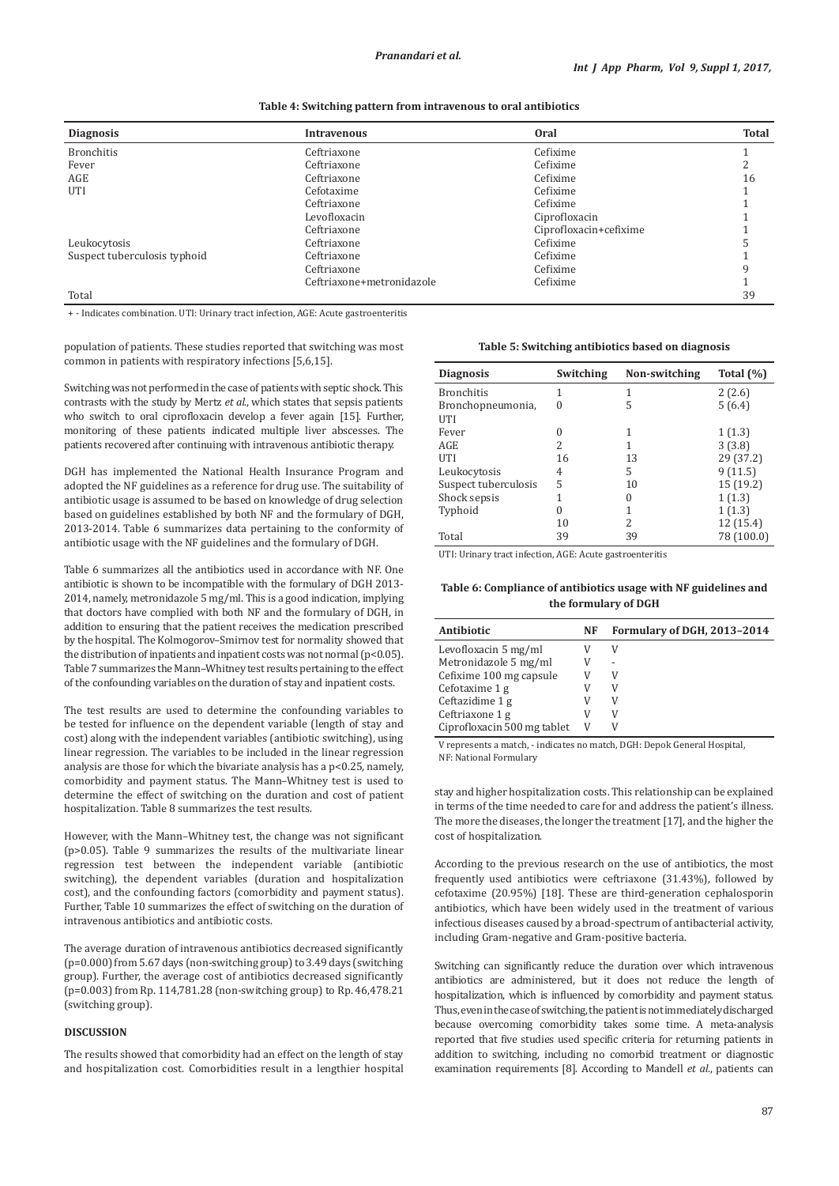**Table 4: Switching pattern from intravenous to oral antibiotics**

| Diagnosis | Intravenous | Oral | Total |
|---|---|---|---|
| Bronchitis | Ceftriaxone | Cefixime | 1 |
| Fever | Ceftriaxone | Cefixime | 2 |
| AGE | Ceftriaxone | Cefixime | 16 |
| UTI | Cefotaxime | Cefixime | 1 |
| | Ceftriaxone | Cefixime | 1 |
| | Levofloxacin | Ciprofloxacin | 1 |
| | Ceftriaxone | Ciprofloxacin+cefixime | 1 |
| Leukocytosis | Ceftriaxone | Cefixime | 5 |
| Suspect tuberculosis typhoid | Ceftriaxone | Cefixime | 1 |
| | Ceftriaxone | Cefixime | 9 |
| | Ceftriaxone+metronidazole | Cefixime | 1 |
| Total | | | 39 |

+ - Indicates combination. UTI: Urinary tract infection, AGE: Acute gastroenteritis

population of patients. These studies reported that switching was most common in patients with respiratory infections [5,6,15].

Switching was not performed in the case of patients with septic shock. This contrasts with the study by Mertz *et al.*, which states that sepsis patients who switch to oral ciprofloxacin develop a fever again [15]. Further, monitoring of these patients indicated multiple liver abscesses. The patients recovered after continuing with intravenous antibiotic therapy.

DGH has implemented the National Health Insurance Program and adopted the NF guidelines as a reference for drug use. The suitability of antibiotic usage is assumed to be based on knowledge of drug selection based on guidelines established by both NF and the formulary of DGH, 2013-2014. Table 6 summarizes data pertaining to the conformity of antibiotic usage with the NF guidelines and the formulary of DGH.

Table 6 summarizes all the antibiotics used in accordance with NF. One antibiotic is shown to be incompatible with the formulary of DGH 2013-2014, namely, metronidazole 5 mg/ml. This is a good indication, implying that doctors have complied with both NF and the formulary of DGH, in addition to ensuring that the patient receives the medication prescribed by the hospital. The Kolmogorov–Smirnov test for normality showed that the distribution of inpatients and inpatient costs was not normal ($p<0.05$). Table 7 summarizes the Mann–Whitney test results pertaining to the effect of the confounding variables on the duration of stay and inpatient costs.

The test results are used to determine the confounding variables to be tested for influence on the dependent variable (length of stay and cost) along with the independent variables (antibiotic switching), using linear regression. The variables to be included in the linear regression analysis are those for which the bivariate analysis has a $p<0.25$, namely, comorbidity and payment status. The Mann–Whitney test is used to determine the effect of switching on the duration and cost of patient hospitalization. Table 8 summarizes the test results.

However, with the Mann–Whitney test, the change was not significant ($p>0.05$). Table 9 summarizes the results of the multivariate linear regression test between the independent variable (antibiotic switching), the dependent variables (duration and hospitalization cost), and the confounding factors (comorbidity and payment status). Further, Table 10 summarizes the effect of switching on the duration of intravenous antibiotics and antibiotic costs.

The average duration of intravenous antibiotics decreased significantly ($p=0.000$) from 5.67 days (non-switching group) to 3.49 days (switching group). Further, the average cost of antibiotics decreased significantly ($p=0.003$) from Rp. 114,781.28 (non-switching group) to Rp. 46,478.21 (switching group).

## DISCUSSION

The results showed that comorbidity had an effect on the length of stay and hospitalization cost. Comorbidities result in a lengthier hospital stay and higher hospitalization costs. This relationship can be explained in terms of the time needed to care for and address the patient's illness. The more the diseases, the longer the treatment [17], and the higher the cost of hospitalization.

**Table 5: Switching antibiotics based on diagnosis**

| Diagnosis | Switching | Non-switching | Total (%) |
|---|---|---|---|
| Bronchitis | 1 | 1 | 2 (2.6) |
| Bronchopneumonia, UTI | 0 | 5 | 5 (6.4) |
| Fever | 0 | 1 | 1 (1.3) |
| AGE | 2 | 1 | 3 (3.8) |
| UTI | 16 | 13 | 29 (37.2) |
| Leukocytosis | 4 | 5 | 9 (11.5) |
| Suspect tuberculosis | 5 | 10 | 15 (19.2) |
| Shock sepsis | 1 | 0 | 1 (1.3) |
| Typhoid | 0 | 1 | 1 (1.3) |
| | 10 | 2 | 12 (15.4) |
| Total | 39 | 39 | 78 (100.0) |

UTI: Urinary tract infection, AGE: Acute gastroenteritis

**Table 6: Compliance of antibiotics usage with NF guidelines and the formulary of DGH**

| Antibiotic | NF | Formulary of DGH, 2013–2014 |
|---|---|---|
| Levofloxacin 5 mg/ml | V | V |
| Metronidazole 5 mg/ml | V | - |
| Cefixime 100 mg capsule | V | V |
| Cefotaxime 1 g | V | V |
| Ceftazidime 1 g | V | V |
| Ceftriaxone 1 g | V | V |
| Ciprofloxacin 500 mg tablet | V | V |

V represents a match, - indicates no match, DGH: Depok General Hospital, NF: National Formulary

According to the previous research on the use of antibiotics, the most frequently used antibiotics were ceftriaxone (31.43%), followed by cefotaxime (20.95%) [18]. These are third-generation cephalosporin antibiotics, which have been widely used in the treatment of various infectious diseases caused by a broad-spectrum of antibacterial activity, including Gram-negative and Gram-positive bacteria.

Switching can significantly reduce the duration over which intravenous antibiotics are administered, but it does not reduce the length of hospitalization, which is influenced by comorbidity and payment status. Thus, even in the case of switching, the patient is not immediately discharged because overcoming comorbidity takes some time. A meta-analysis reported that five studies used specific criteria for returning patients in addition to switching, including no comorbid treatment or diagnostic examination requirements [8]. According to Mandell *et al.*, patients can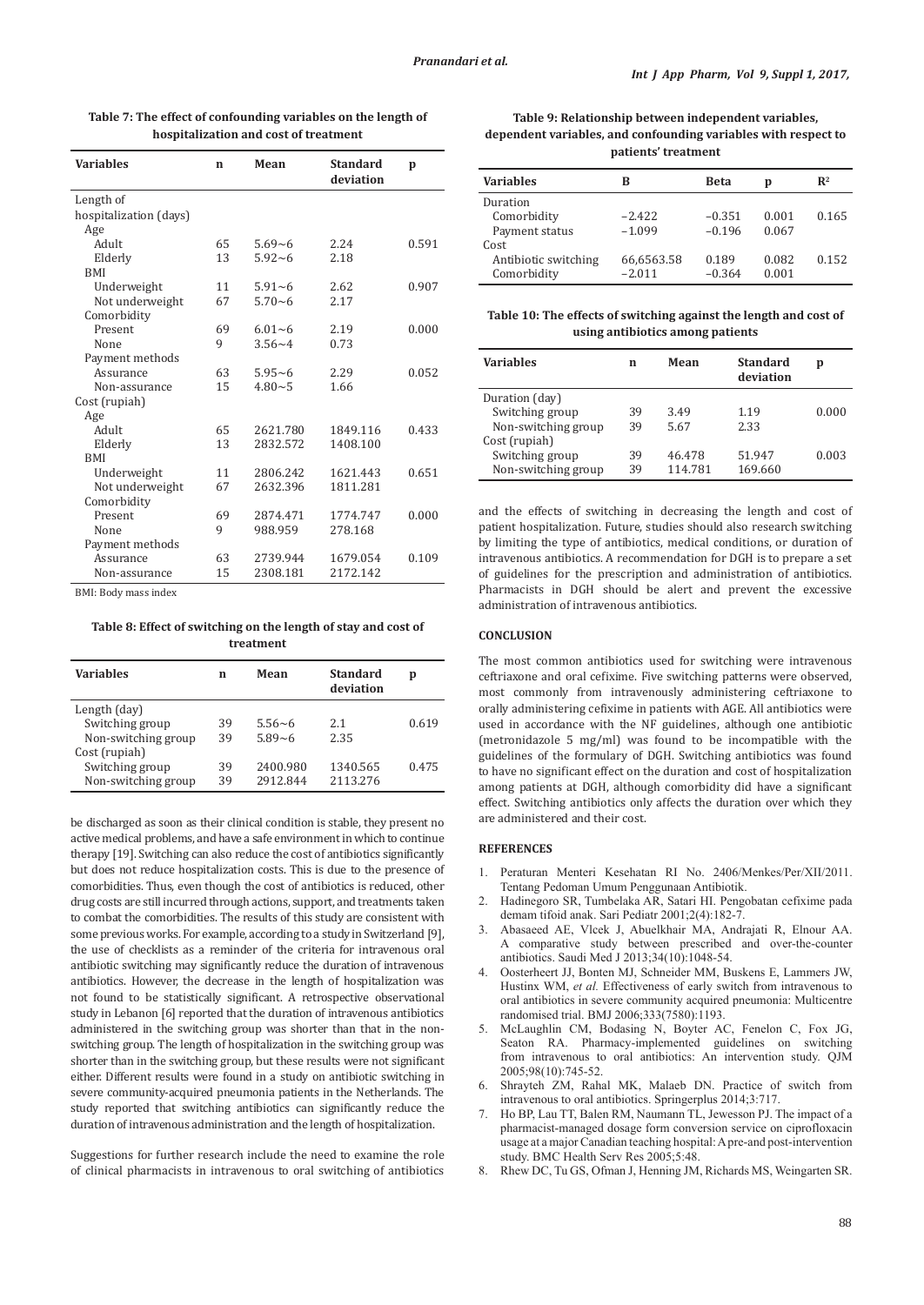**Table 7: The effect of confounding variables on the length of hospitalization and cost of treatment**

| Variables | n | Mean | Standard deviation | p |
|---|---|---|---|---|
| Length of hospitalization (days) | | | | |
| Age | | | | |
| Adult | 65 | 5.69~6 | 2.24 | 0.591 |
| Elderly | 13 | 5.92~6 | 2.18 | |
| BMI | | | | |
| Underweight | 11 | 5.91~6 | 2.62 | 0.907 |
| Not underweight | 67 | 5.70~6 | 2.17 | |
| Comorbidity | | | | |
| Present | 69 | 6.01~6 | 2.19 | 0.000 |
| None | 9 | 3.56~4 | 0.73 | |
| Payment methods | | | | |
| Assurance | 63 | 5.95~6 | 2.29 | 0.052 |
| Non-assurance | 15 | 4.80~5 | 1.66 | |
| Cost (rupiah) | | | | |
| Age | | | | |
| Adult | 65 | 2621.780 | 1849.116 | 0.433 |
| Elderly | 13 | 2832.572 | 1408.100 | |
| BMI | | | | |
| Underweight | 11 | 2806.242 | 1621.443 | 0.651 |
| Not underweight | 67 | 2632.396 | 1811.281 | |
| Comorbidity | | | | |
| Present | 69 | 2874.471 | 1774.747 | 0.000 |
| None | 9 | 988.959 | 278.168 | |
| Payment methods | | | | |
| Assurance | 63 | 2739.944 | 1679.054 | 0.109 |
| Non-assurance | 15 | 2308.181 | 2172.142 | |

BMI: Body mass index

**Table 8: Effect of switching on the length of stay and cost of treatment**

| Variables | n | Mean | Standard deviation | p |
|---|---|---|---|---|
| Length (day) | | | | |
| Switching group | 39 | 5.56~6 | 2.1 | 0.619 |
| Non-switching group | 39 | 5.89~6 | 2.35 | |
| Cost (rupiah) | | | | |
| Switching group | 39 | 2400.980 | 1340.565 | 0.475 |
| Non-switching group | 39 | 2912.844 | 2113.276 | |

be discharged as soon as their clinical condition is stable, they present no active medical problems, and have a safe environment in which to continue therapy [19]. Switching can also reduce the cost of antibiotics significantly but does not reduce hospitalization costs. This is due to the presence of comorbidities. Thus, even though the cost of antibiotics is reduced, other drug costs are still incurred through actions, support, and treatments taken to combat the comorbidities. The results of this study are consistent with some previous works. For example, according to a study in Switzerland [9], the use of checklists as a reminder of the criteria for intravenous oral antibiotic switching may significantly reduce the duration of intravenous antibiotics. However, the decrease in the length of hospitalization was not found to be statistically significant. A retrospective observational study in Lebanon [6] reported that the duration of intravenous antibiotics administered in the switching group was shorter than that in the non-switching group. The length of hospitalization in the switching group was shorter than in the switching group, but these results were not significant either. Different results were found in a study on antibiotic switching in severe community-acquired pneumonia patients in the Netherlands. The study reported that switching antibiotics can significantly reduce the duration of intravenous administration and the length of hospitalization.

Suggestions for further research include the need to examine the role of clinical pharmacists in intravenous to oral switching of antibiotics and the effects of switching in decreasing the length and cost of patient hospitalization. Future, studies should also research switching by limiting the type of antibiotics, medical conditions, or duration of intravenous antibiotics. A recommendation for DGH is to prepare a set of guidelines for the prescription and administration of antibiotics. Pharmacists in DGH should be alert and prevent the excessive administration of intravenous antibiotics.

**Table 9: Relationship between independent variables, dependent variables, and confounding variables with respect to patients' treatment**

| Variables | B | Beta | p | $R^2$ |
|---|---|---|---|---|
| Duration | | | | |
| Comorbidity | −2.422 | −0.351 | 0.001 | 0.165 |
| Payment status | −1.099 | −0.196 | 0.067 | |
| Cost | | | | |
| Antibiotic switching | 66,6563.58 | 0.189 | 0.082 | 0.152 |
| Comorbidity | −2.011 | −0.364 | 0.001 | |

**Table 10: The effects of switching against the length and cost of using antibiotics among patients**

| Variables | n | Mean | Standard deviation | p |
|---|---|---|---|---|
| Duration (day) | | | | |
| Switching group | 39 | 3.49 | 1.19 | 0.000 |
| Non-switching group | 39 | 5.67 | 2.33 | |
| Cost (rupiah) | | | | |
| Switching group | 39 | 46.478 | 51.947 | 0.003 |
| Non-switching group | 39 | 114.781 | 169.660 | |

## CONCLUSION

The most common antibiotics used for switching were intravenous ceftriaxone and oral cefixime. Five switching patterns were observed, most commonly from intravenously administering ceftriaxone to orally administering cefixime in patients with AGE. All antibiotics were used in accordance with the NF guidelines, although one antibiotic (metronidazole 5 mg/ml) was found to be incompatible with the guidelines of the formulary of DGH. Switching antibiotics was found to have no significant effect on the duration and cost of hospitalization among patients at DGH, although comorbidity did have a significant effect. Switching antibiotics only affects the duration over which they are administered and their cost.

## REFERENCES

1. Peraturan Menteri Kesehatan RI No. 2406/Menkes/Per/XII/2011. Tentang Pedoman Umum Penggunaan Antibiotik.
2. Hadinegoro SR, Tumbelaka AR, Satari HI. Pengobatan cefixime pada demam tifoid anak. Sari Pediatr 2001;2(4):182-7.
3. Abasaeed AE, Vlcek J, Abuelkhair MA, Andrajati R, Elnour AA. A comparative study between prescribed and over-the-counter antibiotics. Saudi Med J 2013;34(10):1048-54.
4. Oosterheert JJ, Bonten MJ, Schneider MM, Buskens E, Lammers JW, Hustinx WM, *et al.* Effectiveness of early switch from intravenous to oral antibiotics in severe community acquired pneumonia: Multicentre randomised trial. BMJ 2006;333(7580):1193.
5. McLaughlin CM, Bodasing N, Boyter AC, Fenelon C, Fox JG, Seaton RA. Pharmacy-implemented guidelines on switching from intravenous to oral antibiotics: An intervention study. QJM 2005;98(10):745-52.
6. Shrayteh ZM, Rahal MK, Malaeb DN. Practice of switch from intravenous to oral antibiotics. Springerplus 2014;3:717.
7. Ho BP, Lau TT, Balen RM, Naumann TL, Jewesson PJ. The impact of a pharmacist-managed dosage form conversion service on ciprofloxacin usage at a major Canadian teaching hospital: A pre-and post-intervention study. BMC Health Serv Res 2005;5:48.
8. Rhew DC, Tu GS, Ofman J, Henning JM, Richards MS, Weingarten SR.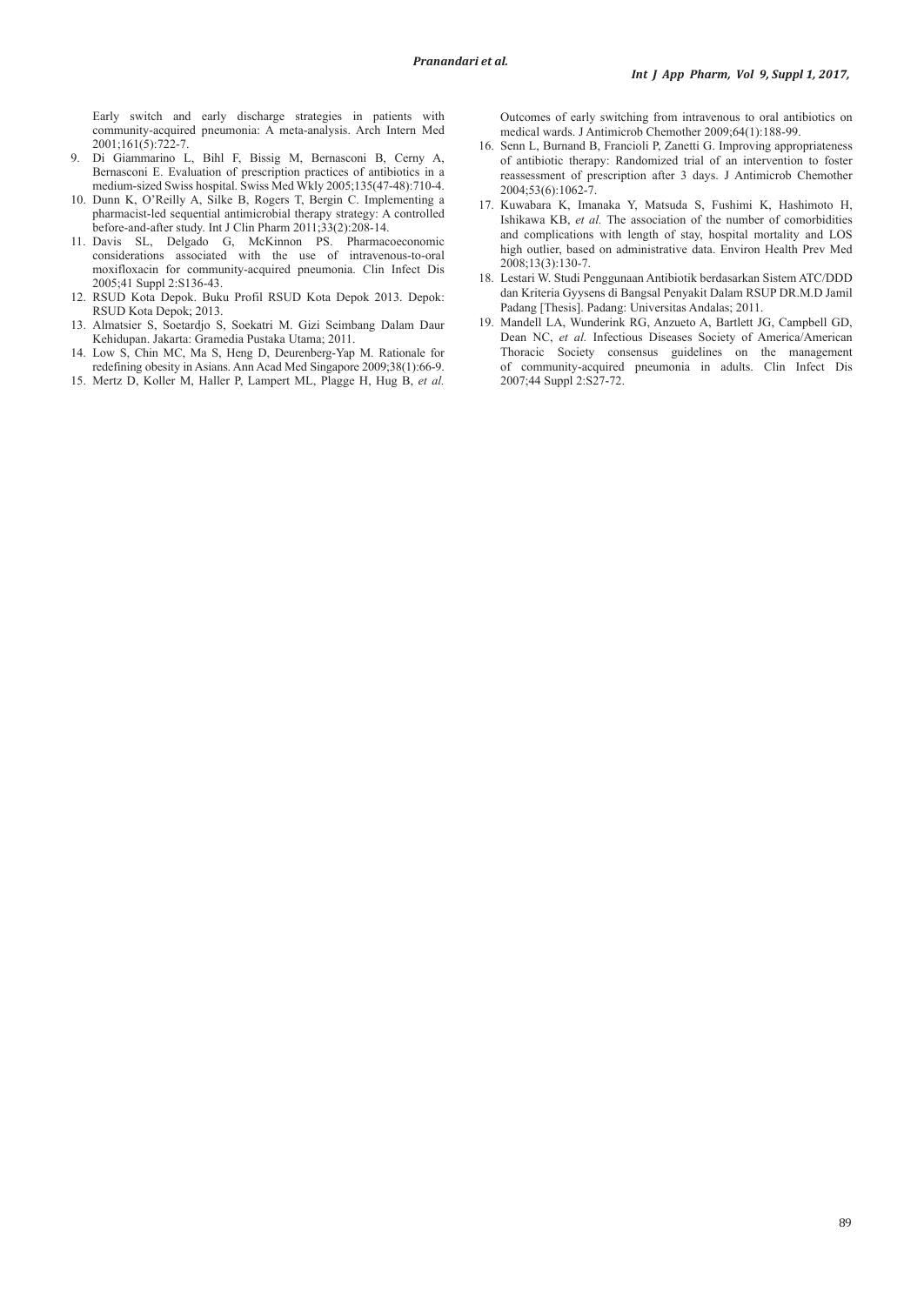Early switch and early discharge strategies in patients with community-acquired pneumonia: A meta-analysis. Arch Intern Med 2001;161(5):722-7.

9. Di Giammarino L, Bihl F, Bissig M, Bernasconi B, Cerny A, Bernasconi E. Evaluation of prescription practices of antibiotics in a medium-sized Swiss hospital. Swiss Med Wkly 2005;135(47-48):710-4.
10. Dunn K, O'Reilly A, Silke B, Rogers T, Bergin C. Implementing a pharmacist-led sequential antimicrobial therapy strategy: A controlled before-and-after study. Int J Clin Pharm 2011;33(2):208-14.
11. Davis SL, Delgado G, McKinnon PS. Pharmacoeconomic considerations associated with the use of intravenous-to-oral moxifloxacin for community-acquired pneumonia. Clin Infect Dis 2005;41 Suppl 2:S136-43.
12. RSUD Kota Depok. Buku Profil RSUD Kota Depok 2013. Depok: RSUD Kota Depok; 2013.
13. Almatsier S, Soetardjo S, Soekatri M. Gizi Seimbang Dalam Daur Kehidupan. Jakarta: Gramedia Pustaka Utama; 2011.
14. Low S, Chin MC, Ma S, Heng D, Deurenberg-Yap M. Rationale for redefining obesity in Asians. Ann Acad Med Singapore 2009;38(1):66-9.
15. Mertz D, Koller M, Haller P, Lampert ML, Plagge H, Hug B, *et al.* Outcomes of early switching from intravenous to oral antibiotics on medical wards. J Antimicrob Chemother 2009;64(1):188-99.
16. Senn L, Burnand B, Francioli P, Zanetti G. Improving appropriateness of antibiotic therapy: Randomized trial of an intervention to foster reassessment of prescription after 3 days. J Antimicrob Chemother 2004;53(6):1062-7.
17. Kuwabara K, Imanaka Y, Matsuda S, Fushimi K, Hashimoto H, Ishikawa KB, *et al.* The association of the number of comorbidities and complications with length of stay, hospital mortality and LOS high outlier, based on administrative data. Environ Health Prev Med 2008;13(3):130-7.
18. Lestari W. Studi Penggunaan Antibiotik berdasarkan Sistem ATC/DDD dan Kriteria Gyysens di Bangsal Penyakit Dalam RSUP DR.M.D Jamil Padang [Thesis]. Padang: Universitas Andalas; 2011.
19. Mandell LA, Wunderink RG, Anzueto A, Bartlett JG, Campbell GD, Dean NC, *et al.* Infectious Diseases Society of America/American Thoracic Society consensus guidelines on the management of community-acquired pneumonia in adults. Clin Infect Dis 2007;44 Suppl 2:S27-72.